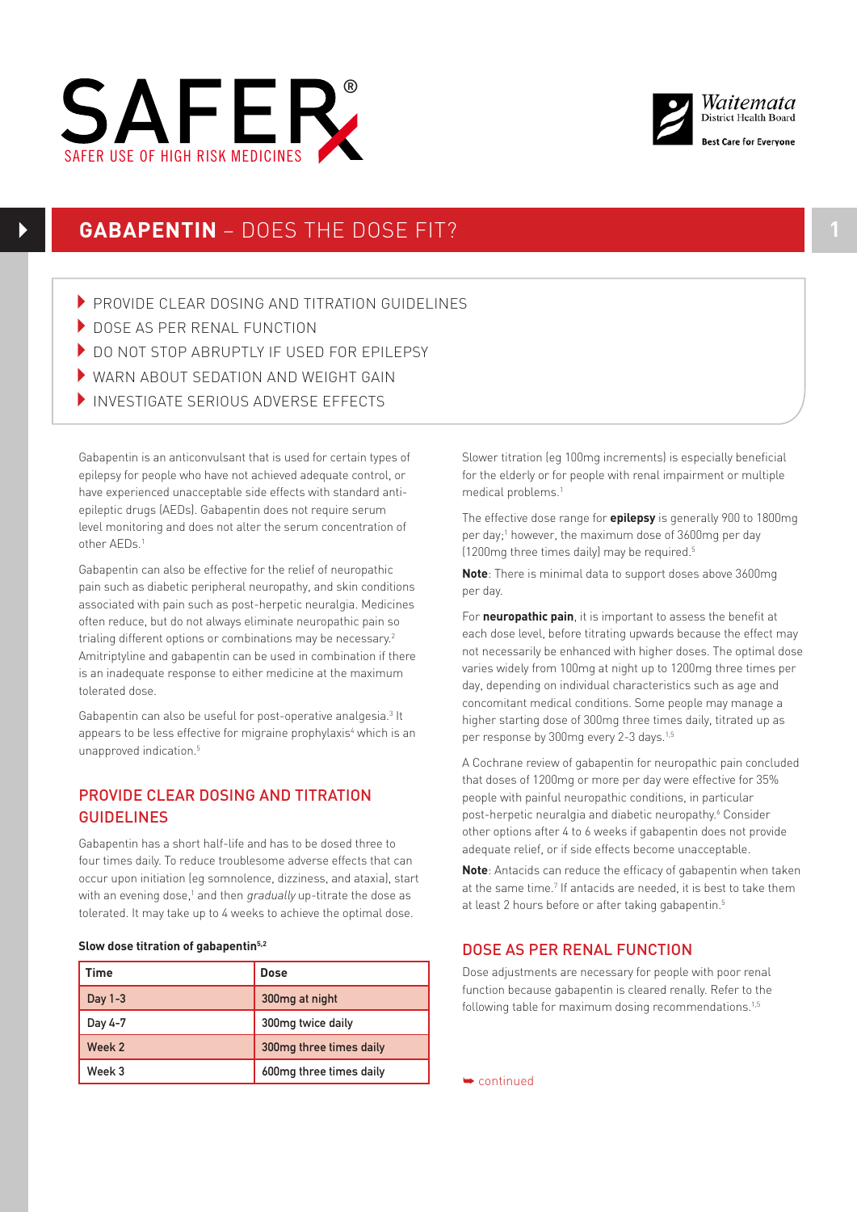# SAFER

SAFER USE OF HIGH RISK MEDICINES

Waitemata District Health Board

Best Care for Everyone

## GABAPENTIN – DOES THE DOSE FIT?

- PROVIDE CLEAR DOSING AND TITRATION GUIDELINES
- DOSE AS PER RENAL FUNCTION
- DO NOT STOP ABRUPTLY IF USED FOR EPILEPSY
- WARN ABOUT SEDATION AND WEIGHT GAIN
- INVESTIGATE SERIOUS ADVERSE EFFECTS

Gabapentin is an anticonvulsant that is used for certain types of epilepsy for people who have not achieved adequate control, or have experienced unacceptable side effects with standard anti-epileptic drugs (AEDs). Gabapentin does not require serum level monitoring and does not alter the serum concentration of other AEDs.[1]

Gabapentin can also be effective for the relief of neuropathic pain such as diabetic peripheral neuropathy, and skin conditions associated with pain such as post-herpetic neuralgia. Medicines often reduce, but do not always eliminate neuropathic pain so trialing different options or combinations may be necessary.[2] Amitriptyline and gabapentin can be used in combination if there is an inadequate response to either medicine at the maximum tolerated dose.

Gabapentin can also be useful for post-operative analgesia.[3] It appears to be less effective for migraine prophylaxis[4] which is an unapproved indication.[5]

### PROVIDE CLEAR DOSING AND TITRATION GUIDELINES

Gabapentin has a short half-life and has to be dosed three to four times daily. To reduce troublesome adverse effects that can occur upon initiation (eg somnolence, dizziness, and ataxia), start with an evening dose,[1] and then *gradually* up-titrate the dose as tolerated. It may take up to 4 weeks to achieve the optimal dose.

**Slow dose titration of gabapentin[5,2]**

| Time | Dose |
|---|---|
| Day 1-3 | 300mg at night |
| Day 4-7 | 300mg twice daily |
| Week 2 | 300mg three times daily |
| Week 3 | 600mg three times daily |

Slower titration (eg 100mg increments) is especially beneficial for the elderly or for people with renal impairment or multiple medical problems.[1]

The effective dose range for **epilepsy** is generally 900 to 1800mg per day;[1] however, the maximum dose of 3600mg per day (1200mg three times daily) may be required.[5]

**Note**: There is minimal data to support doses above 3600mg per day.

For **neuropathic pain**, it is important to assess the benefit at each dose level, before titrating upwards because the effect may not necessarily be enhanced with higher doses. The optimal dose varies widely from 100mg at night up to 1200mg three times per day, depending on individual characteristics such as age and concomitant medical conditions. Some people may manage a higher starting dose of 300mg three times daily, titrated up as per response by 300mg every 2-3 days.[1,5]

A Cochrane review of gabapentin for neuropathic pain concluded that doses of 1200mg or more per day were effective for 35% people with painful neuropathic conditions, in particular post-herpetic neuralgia and diabetic neuropathy.[6] Consider other options after 4 to 6 weeks if gabapentin does not provide adequate relief, or if side effects become unacceptable.

**Note**: Antacids can reduce the efficacy of gabapentin when taken at the same time.[7] If antacids are needed, it is best to take them at least 2 hours before or after taking gabapentin.[5]

### DOSE AS PER RENAL FUNCTION

Dose adjustments are necessary for people with poor renal function because gabapentin is cleared renally. Refer to the following table for maximum dosing recommendations.[1,5]

➥ continued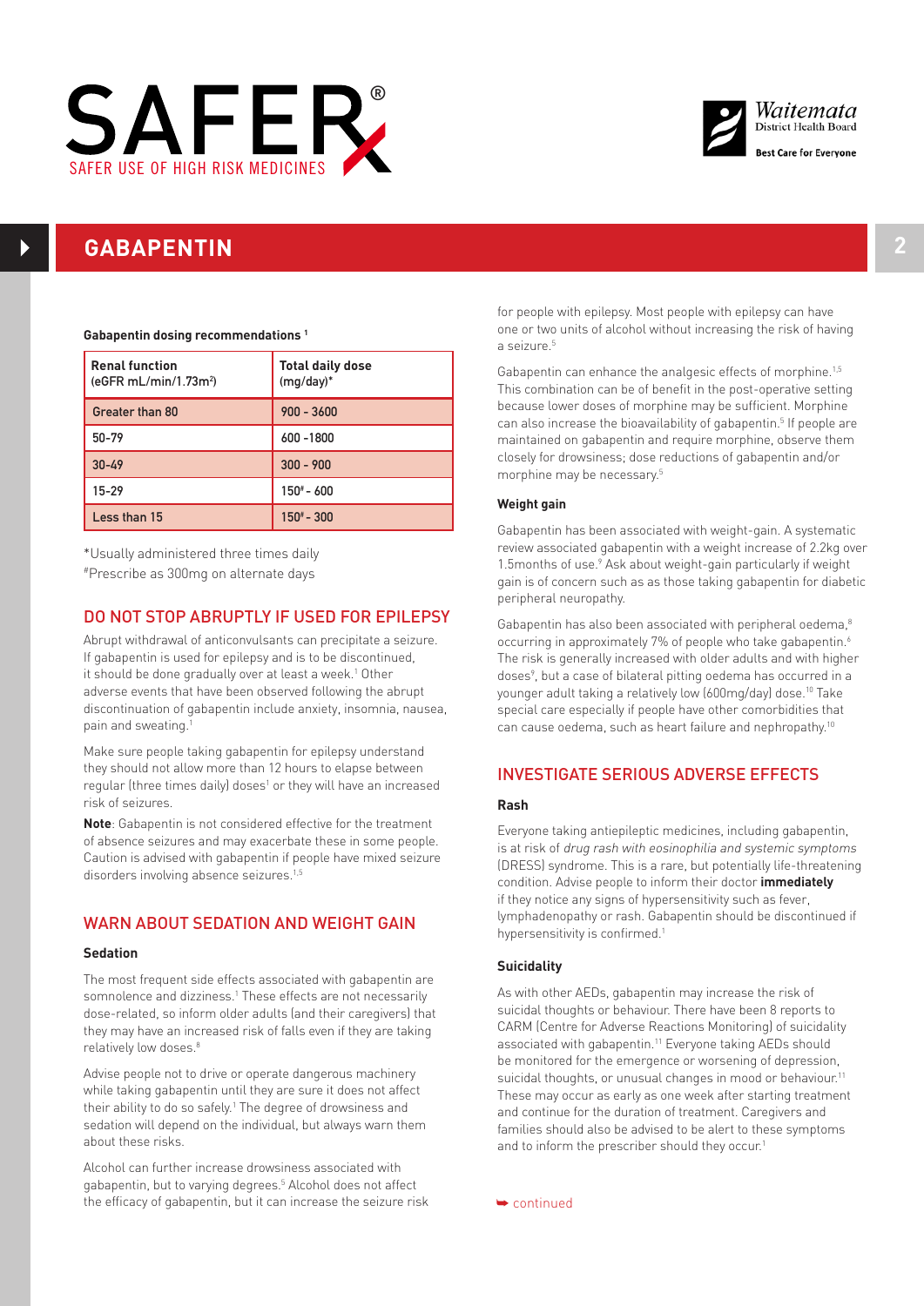# GABAPENTIN

**Gabapentin dosing recommendations** [1]

| Renal function (eGFR mL/min/1.73m²) | Total daily dose (mg/day)* |
|---|---|
| Greater than 80 | 900 - 3600 |
| 50-79 | 600 -1800 |
| 30-49 | 300 - 900 |
| 15-29 | 150# - 600 |
| Less than 15 | 150# - 300 |

*Usually administered three times daily
#Prescribe as 300mg on alternate days

## DO NOT STOP ABRUPTLY IF USED FOR EPILEPSY

Abrupt withdrawal of anticonvulsants can precipitate a seizure. If gabapentin is used for epilepsy and is to be discontinued, it should be done gradually over at least a week.[1] Other adverse events that have been observed following the abrupt discontinuation of gabapentin include anxiety, insomnia, nausea, pain and sweating.[1]

Make sure people taking gabapentin for epilepsy understand they should not allow more than 12 hours to elapse between regular (three times daily) doses[1] or they will have an increased risk of seizures.

**Note**: Gabapentin is not considered effective for the treatment of absence seizures and may exacerbate these in some people. Caution is advised with gabapentin if people have mixed seizure disorders involving absence seizures.[1,5]

## WARN ABOUT SEDATION AND WEIGHT GAIN

### Sedation

The most frequent side effects associated with gabapentin are somnolence and dizziness.[1] These effects are not necessarily dose-related, so inform older adults (and their caregivers) that they may have an increased risk of falls even if they are taking relatively low doses.[8]

Advise people not to drive or operate dangerous machinery while taking gabapentin until they are sure it does not affect their ability to do so safely.[1] The degree of drowsiness and sedation will depend on the individual, but always warn them about these risks.

Alcohol can further increase drowsiness associated with gabapentin, but to varying degrees.[5] Alcohol does not affect the efficacy of gabapentin, but it can increase the seizure risk for people with epilepsy. Most people with epilepsy can have one or two units of alcohol without increasing the risk of having a seizure.[5]

Gabapentin can enhance the analgesic effects of morphine.[1,5] This combination can be of benefit in the post-operative setting because lower doses of morphine may be sufficient. Morphine can also increase the bioavailability of gabapentin.[5] If people are maintained on gabapentin and require morphine, observe them closely for drowsiness; dose reductions of gabapentin and/or morphine may be necessary.[5]

### Weight gain

Gabapentin has been associated with weight-gain. A systematic review associated gabapentin with a weight increase of 2.2kg over 1.5months of use.[9] Ask about weight-gain particularly if weight gain is of concern such as as those taking gabapentin for diabetic peripheral neuropathy.

Gabapentin has also been associated with peripheral oedema,[8] occurring in approximately 7% of people who take gabapentin.[6] The risk is generally increased with older adults and with higher doses[9], but a case of bilateral pitting oedema has occurred in a younger adult taking a relatively low (600mg/day) dose.[10] Take special care especially if people have other comorbidities that can cause oedema, such as heart failure and nephropathy.[10]

## INVESTIGATE SERIOUS ADVERSE EFFECTS

### Rash

Everyone taking antiepileptic medicines, including gabapentin, is at risk of *drug rash with eosinophilia and systemic symptoms* (DRESS) syndrome. This is a rare, but potentially life-threatening condition. Advise people to inform their doctor **immediately** if they notice any signs of hypersensitivity such as fever, lymphadenopathy or rash. Gabapentin should be discontinued if hypersensitivity is confirmed.[1]

### Suicidality

As with other AEDs, gabapentin may increase the risk of suicidal thoughts or behaviour. There have been 8 reports to CARM (Centre for Adverse Reactions Monitoring) of suicidality associated with gabapentin.[11] Everyone taking AEDs should be monitored for the emergence or worsening of depression, suicidal thoughts, or unusual changes in mood or behaviour.[11] These may occur as early as one week after starting treatment and continue for the duration of treatment. Caregivers and families should also be advised to be alert to these symptoms and to inform the prescriber should they occur.[1]

➥ continued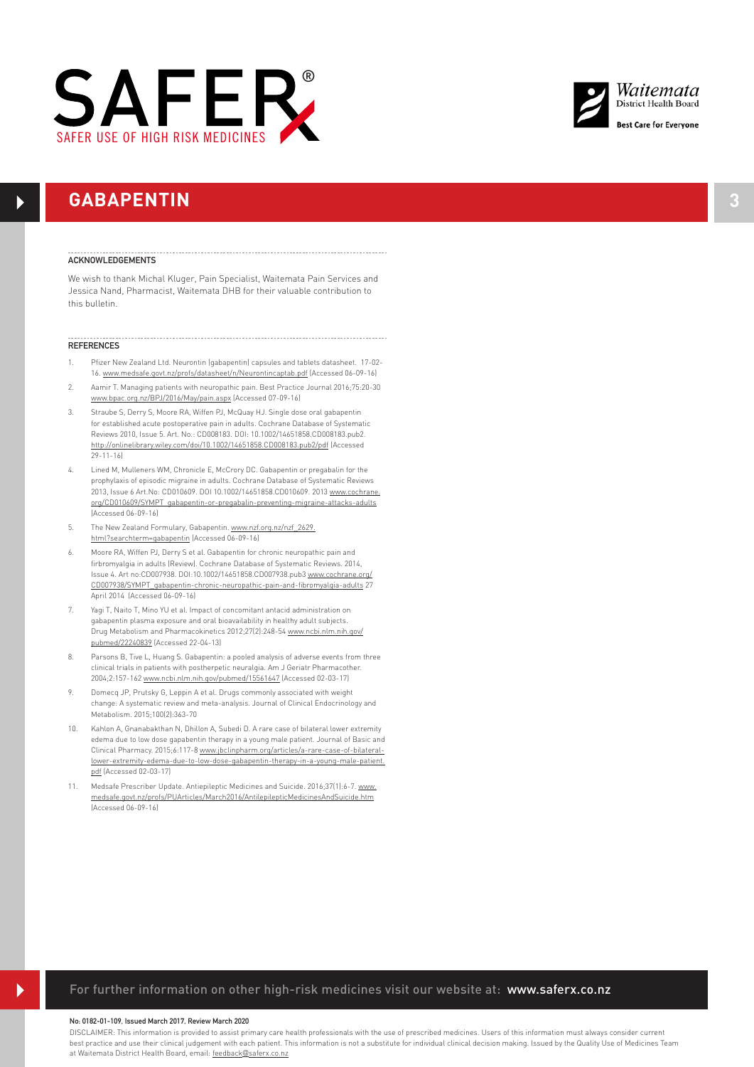# SAFER

SAFER USE OF HIGH RISK MEDICINES

Waitemata District Health Board

Best Care for Everyone

## GABAPENTIN

### ACKNOWLEDGEMENTS

We wish to thank Michal Kluger, Pain Specialist, Waitemata Pain Services and Jessica Nand, Pharmacist, Waitemata DHB for their valuable contribution to this bulletin.

### REFERENCES

1. Pfizer New Zealand Ltd. Neurontin (gabapentin) capsules and tablets datasheet. 17-02-16. www.medsafe.govt.nz/profs/datasheet/n/Neurontincaptab.pdf (Accessed 06-09-16)
2. Aamir T. Managing patients with neuropathic pain. Best Practice Journal 2016;75:20-30 www.bpac.org.nz/BPJ/2016/May/pain.aspx (Accessed 07-09-16)
3. Straube S, Derry S, Moore RA, Wiffen PJ, McQuay HJ. Single dose oral gabapentin for established acute postoperative pain in adults. Cochrane Database of Systematic Reviews 2010, Issue 5. Art. No.: CD008183. DOI: 10.1002/14651858.CD008183.pub2. http://onlinelibrary.wiley.com/doi/10.1002/14651858.CD008183.pub2/pdf (Accessed 29-11-16)
4. Lined M, Mulleners WM, Chronicle E, McCrory DC. Gabapentin or pregabalin for the prophylaxis of episodic migraine in adults. Cochrane Database of Systematic Reviews 2013, Issue 6 Art.No: CD010609. DOI 10.1002/14651858.CD010609. 2013 www.cochrane.org/CD010609/SYMPT_gabapentin-or-pregabalin-preventing-migraine-attacks-adults (Accessed 06-09-16)
5. The New Zealand Formulary, Gabapentin. www.nzf.org.nz/nzf_2629.html?searchterm=gabapentin (Accessed 06-09-16)
6. Moore RA, Wiffen PJ, Derry S et al. Gabapentin for chronic neuropathic pain and firbromyalgia in adults (Review). Cochrane Database of Systematic Reviews. 2014, Issue 4. Art no:CD007938. DOI:10.1002/14651858.CD007938.pub3 www.cochrane.org/CD007938/SYMPT_gabapentin-chronic-neuropathic-pain-and-fibromyalgia-adults 27 April 2014 (Accessed 06-09-16)
7. Yagi T, Naito T, Mino YU et al. Impact of concomitant antacid administration on gabapentin plasma exposure and oral bioavailability in healthy adult subjects. Drug Metabolism and Pharmacokinetics 2012;27(2):248-54 www.ncbi.nlm.nih.gov/pubmed/22240839 (Accessed 22-04-13)
8. Parsons B, Tive L, Huang S. Gabapentin: a pooled analysis of adverse events from three clinical trials in patients with postherpetic neuralgia. Am J Geriatr Pharmacother. 2004;2:157-162 www.ncbi.nlm.nih.gov/pubmed/15561647 (Accessed 02-03-17)
9. Domecq JP, Prutsky G, Leppin A et al. Drugs commonly associated with weight change: A systematic review and meta-analysis. Journal of Clinical Endocrinology and Metabolism. 2015;100(2):363-70
10. Kahlon A, Gnanabakthan N, Dhillon A, Subedi D. A rare case of bilateral lower extremity edema due to low dose gapabentin therapy in a young male patient. Journal of Basic and Clinical Pharmacy. 2015;6:117-8 www.jbclinpharm.org/articles/a-rare-case-of-bilateral-lower-extremity-edema-due-to-low-dose-gabapentin-therapy-in-a-young-male-patient.pdf (Accessed 02-03-17)
11. Medsafe Prescriber Update. Antiepileptic Medicines and Suicide. 2016;37(1):6-7. www.medsafe.govt.nz/profs/PUArticles/March2016/AntiepilepticMedicinesAndSuicide.htm (Accessed 06-09-16)

For further information on other high-risk medicines visit our website at: www.saferx.co.nz

No: 0182-01-109, Issued March 2017, Review March 2020

DISCLAIMER: This information is provided to assist primary care health professionals with the use of prescribed medicines. Users of this information must always consider current best practice and use their clinical judgement with each patient. This information is not a substitute for individual clinical decision making. Issued by the Quality Use of Medicines Team at Waitemata District Health Board, email: feedback@saferx.co.nz